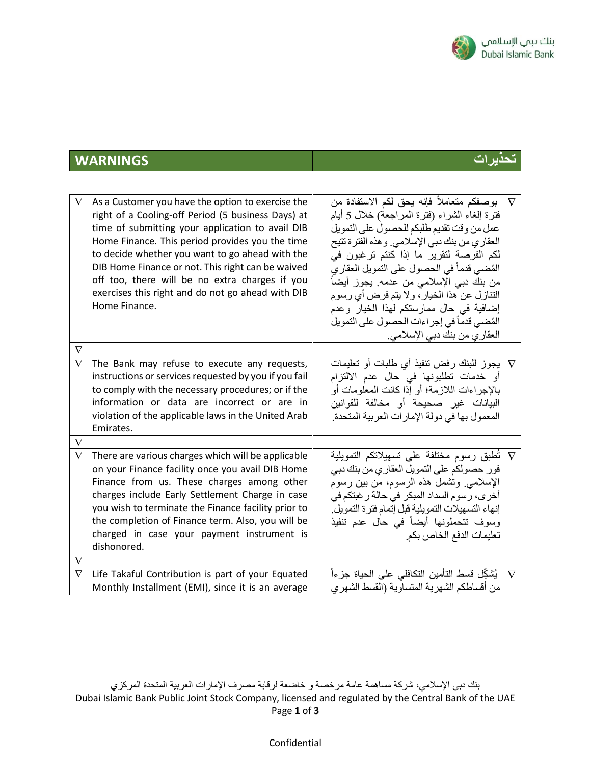| WARNINGS | | تحذيرات |
|---|---|---|

| | | |
|---|---|---|
| ∇ As a Customer you have the option to exercise the right of a Cooling-off Period (5 business Days) at time of submitting your application to avail DIB Home Finance. This period provides you the time to decide whether you want to go ahead with the DIB Home Finance or not. This right can be waived off too, there will be no extra charges if you exercises this right and do not go ahead with DIB Home Finance. | | ∇ بوصفكم متعاملاً فإنه يحق لكم الاستفادة من فترة إلغاء الشراء (فترة المراجعة) خلال 5 أيام عمل من وقت تقديم طلبكم للحصول على التمويل العقاري من بنك دبي الإسلامي. وهذه الفترة تتيح لكم الفرصة لتقرير ما إذا كنتم ترغبون في المُضي قدماً في الحصول على التمويل العقاري من بنك دبي الإسلامي من عدمه. يجوز أيضاً التنازل عن هذا الخيار، ولا يتم فرض أي رسوم إضافية في حال ممارستكم لهذا الخيار وعدم المُضي قدماً في إجراءات الحصول على التمويل العقاري من بنك دبي الإسلامي. |
| ∇ | | |
| ∇ The Bank may refuse to execute any requests, instructions or services requested by you if you fail to comply with the necessary procedures; or if the information or data are incorrect or are in violation of the applicable laws in the United Arab Emirates. | | ∇ يجوز للبنك رفض تنفيذ أي طلبات أو تعليمات أو خدمات تطلبونها في حال عدم الالتزام بالإجراءات اللازمة؛ أو إذا كانت المعلومات أو البيانات غير صحيحة أو مخالفة للقوانين المعمول بها في دولة الإمارات العربية المتحدة. |
| ∇ | | |
| ∇ There are various charges which will be applicable on your Finance facility once you avail DIB Home Finance from us. These charges among other charges include Early Settlement Charge in case you wish to terminate the Finance facility prior to the completion of Finance term. Also, you will be charged in case your payment instrument is dishonored. | | ∇ تُطبق رسوم مختلفة على تسهيلاتكم التمويلية فور حصولكم على التمويل العقاري من بنك دبي الإسلامي. وتشمل هذه الرسوم، من بين رسوم أخرى، رسوم السداد المبكر في حالة رغبتكم في إنهاء التسهيلات التمويلية قبل إتمام فترة التمويل. وسوف تتحملونها أيضاً في حال عدم تنفيذ تعليمات الدفع الخاص بكم. |
| ∇ | | |
| ∇ Life Takaful Contribution is part of your Equated Monthly Installment (EMI), since it is an average | | ∇ يُشكِّل قسط التأمين التكافلي على الحياة جزءاً من أقساطكم الشهرية المتساوية (القسط الشهري |

بنك دبي الإسلامي، شركة مساهمة عامة مرخصة و خاضعة لرقابة مصرف الإمارات العربية المتحدة المركزي
Dubai Islamic Bank Public Joint Stock Company, licensed and regulated by the Central Bank of the UAE

Confidential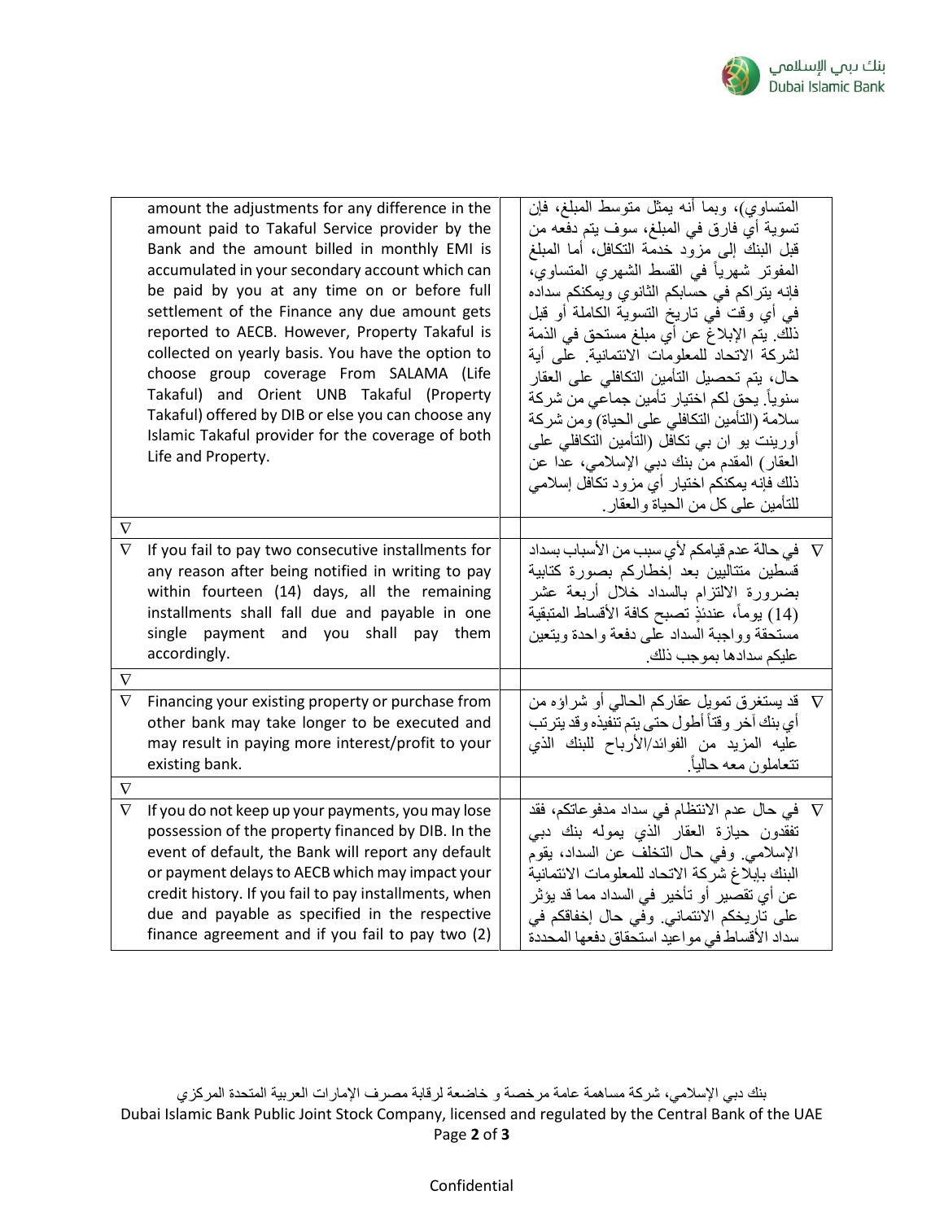| | English | | Arabic |
|---|---|---|---|
| | amount the adjustments for any difference in the amount paid to Takaful Service provider by the Bank and the amount billed in monthly EMI is accumulated in your secondary account which can be paid by you at any time on or before full settlement of the Finance any due amount gets reported to AECB. However, Property Takaful is collected on yearly basis. You have the option to choose group coverage From SALAMA (Life Takaful) and Orient UNB Takaful (Property Takaful) offered by DIB or else you can choose any Islamic Takaful provider for the coverage of both Life and Property. | | المتساوي)، وبما أنه يمثل متوسط المبلغ، فإن تسوية أي فارق في المبلغ، سوف يتم دفعه من قبل البنك إلى مزود خدمة التكافل، أما المبلغ المفوتر شهرياً في القسط الشهري المتساوي، فإنه يتراكم في حسابكم الثانوي ويمكنكم سداده في أي وقت في تاريخ التسوية الكاملة أو قبل ذلك. يتم الإبلاغ عن أي مبلغ مستحق في الذمة لشركة الاتحاد للمعلومات الائتمانية. على أية حال، يتم تحصيل التأمين التكافلي على العقار سنوياً. يحق لكم اختيار تأمين جماعي من شركة سلامة (التأمين التكافلي على الحياة) ومن شركة أورينت يو ان بي تكافل (التأمين التكافلي على العقار) المقدم من بنك دبي الإسلامي، عدا عن ذلك فإنه يمكنكم اختيار أي مزود تكافل إسلامي للتأمين على كل من الحياة والعقار. |
| ∇ | | | |
| ∇ | If you fail to pay two consecutive installments for any reason after being notified in writing to pay within fourteen (14) days, all the remaining installments shall fall due and payable in one single payment and you shall pay them accordingly. | | ∇ في حالة عدم قيامكم لأي سبب من الأسباب بسداد قسطين متتاليين بعد إخطاركم بصورة كتابية بضرورة الالتزام بالسداد خلال أربعة عشر (14) يوماً، عندئذٍ تصبح كافة الأقساط المتبقية مستحقة وواجبة السداد على دفعة واحدة ويتعين عليكم سدادها بموجب ذلك. |
| ∇ | | | |
| ∇ | Financing your existing property or purchase from other bank may take longer to be executed and may result in paying more interest/profit to your existing bank. | | ∇ قد يستغرق تمويل عقاركم الحالي أو شراؤه من أي بنك آخر وقتاً أطول حتى يتم تنفيذه وقد يترتب عليه المزيد من الفوائد/الأرباح للبنك الذي تتعاملون معه حالياً. |
| ∇ | | | |
| ∇ | If you do not keep up your payments, you may lose possession of the property financed by DIB. In the event of default, the Bank will report any default or payment delays to AECB which may impact your credit history. If you fail to pay installments, when due and payable as specified in the respective finance agreement and if you fail to pay two (2) | | ∇ في حال عدم الانتظام في سداد مدفوعاتكم، فقد تفقدون حيازة العقار الذي يموله بنك دبي الإسلامي. وفي حال التخلف عن السداد، يقوم البنك بإبلاغ شركة الاتحاد للمعلومات الائتمانية عن أي تقصير أو تأخير في السداد مما قد يؤثر على تاريخكم الائتماني. وفي حال إخفاقكم في سداد الأقساط في مواعيد استحقاق دفعها المحددة |

بنك دبي الإسلامي، شركة مساهمة عامة مرخصة و خاضعة لرقابة مصرف الإمارات العربية المتحدة المركزي
Dubai Islamic Bank Public Joint Stock Company, licensed and regulated by the Central Bank of the UAE

Confidential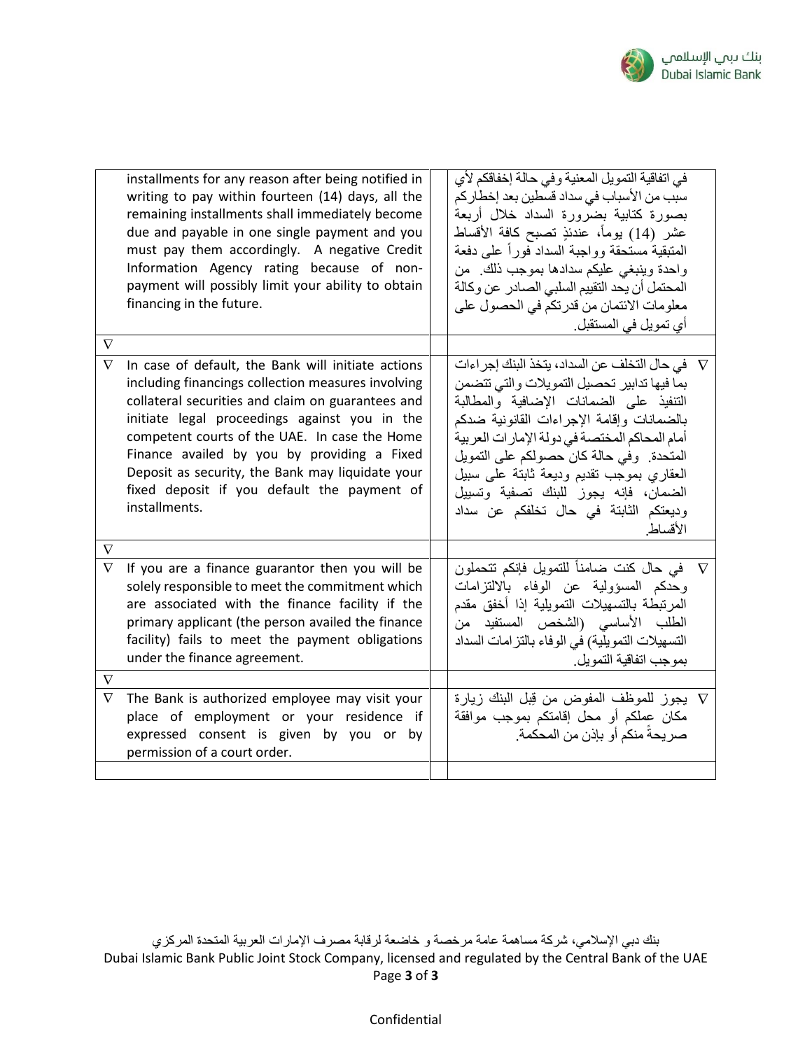| | | | |
|---|---|---|---|
| | installments for any reason after being notified in writing to pay within fourteen (14) days, all the remaining installments shall immediately become due and payable in one single payment and you must pay them accordingly. A negative Credit Information Agency rating because of non-payment will possibly limit your ability to obtain financing in the future. | | في اتفاقية التمويل المعنية وفي حالة إخفاقكم لأي سبب من الأسباب في سداد قسطين بعد إخطاركم بصورة كتابية بضرورة السداد خلال أربعة عشر (14) يوماً، عندئذٍ تصبح كافة الأقساط المتبقية مستحقة وواجبة السداد فوراً على دفعة واحدة وينبغي عليكم سدادها بموجب ذلك. من المحتمل أن يحد التقييم السلبي الصادر عن وكالة معلومات الائتمان من قدرتكم في الحصول على أي تمويل في المستقبل. |
| ∇ | | | |
| ∇ | In case of default, the Bank will initiate actions including financings collection measures involving collateral securities and claim on guarantees and initiate legal proceedings against you in the competent courts of the UAE. In case the Home Finance availed by you by providing a Fixed Deposit as security, the Bank may liquidate your fixed deposit if you default the payment of installments. | | ∇ في حال التخلف عن السداد، يتخذ البنك إجراءات بما فيها تدابير تحصيل التمويلات والتي تتضمن التنفيذ على الضمانات الإضافية والمطالبة بالضمانات وإقامة الإجراءات القانونية ضدكم أمام المحاكم المختصة في دولة الإمارات العربية المتحدة. وفي حالة كان حصولكم على التمويل العقاري بموجب تقديم وديعة ثابتة على سبيل الضمان، فإنه يجوز للبنك تصفية وتسييل وديعتكم الثابتة في حال تخلفكم عن سداد الأقساط. |
| ∇ | | | |
| ∇ | If you are a finance guarantor then you will be solely responsible to meet the commitment which are associated with the finance facility if the primary applicant (the person availed the finance facility) fails to meet the payment obligations under the finance agreement. | | ∇ في حال كنت ضامناً للتمويل فإنكم تتحملون وحدكم المسؤولية عن الوفاء بالالتزامات المرتبطة بالتسهيلات التمويلية إذا أخفق مقدم الطلب الأساسي (الشخص المستفيد من التسهيلات التمويلية) في الوفاء بالتزامات السداد بموجب اتفاقية التمويل. |
| ∇ | | | |
| ∇ | The Bank is authorized employee may visit your place of employment or your residence if expressed consent is given by you or by permission of a court order. | | ∇ يجوز للموظف المفوض من قِبل البنك زيارة مكان عملكم أو محل إقامتكم بموجب موافقة صريحةً منكم أو بإذن من المحكمة. |
| | | | |

بنك دبي الإسلامي، شركة مساهمة عامة مرخصة و خاضعة لرقابة مصرف الإمارات العربية المتحدة المركزي
Dubai Islamic Bank Public Joint Stock Company, licensed and regulated by the Central Bank of the UAE

Confidential